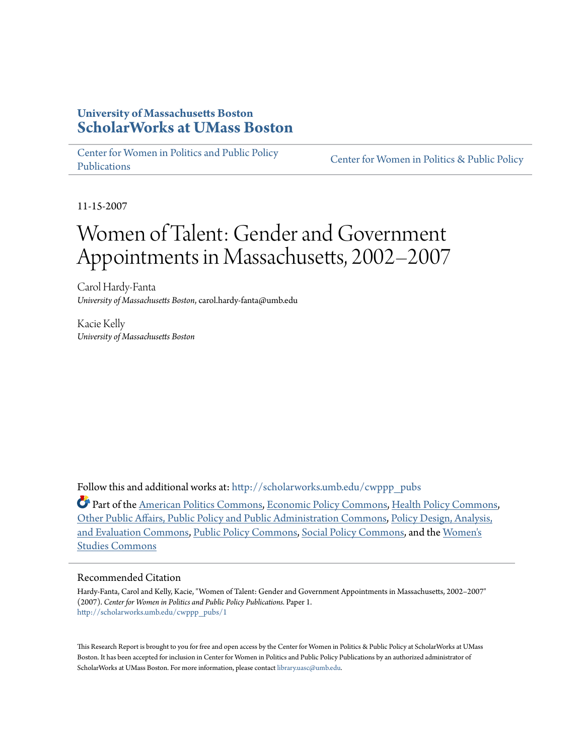**University of Massachusetts Boston**
**ScholarWorks at UMass Boston**

Center for Women in Politics and Public Policy Publications | Center for Women in Politics & Public Policy

11-15-2007

# Women of Talent: Gender and Government Appointments in Massachusetts, 2002–2007

Carol Hardy-Fanta
*University of Massachusetts Boston*, carol.hardy-fanta@umb.edu

Kacie Kelly
*University of Massachusetts Boston*

Follow this and additional works at: http://scholarworks.umb.edu/cwppp_pubs

Part of the American Politics Commons, Economic Policy Commons, Health Policy Commons, Other Public Affairs, Public Policy and Public Administration Commons, Policy Design, Analysis, and Evaluation Commons, Public Policy Commons, Social Policy Commons, and the Women's Studies Commons

## Recommended Citation

Hardy-Fanta, Carol and Kelly, Kacie, "Women of Talent: Gender and Government Appointments in Massachusetts, 2002–2007" (2007). *Center for Women in Politics and Public Policy Publications.* Paper 1.
http://scholarworks.umb.edu/cwppp_pubs/1

This Research Report is brought to you for free and open access by the Center for Women in Politics & Public Policy at ScholarWorks at UMass Boston. It has been accepted for inclusion in Center for Women in Politics and Public Policy Publications by an authorized administrator of ScholarWorks at UMass Boston. For more information, please contact library.uasc@umb.edu.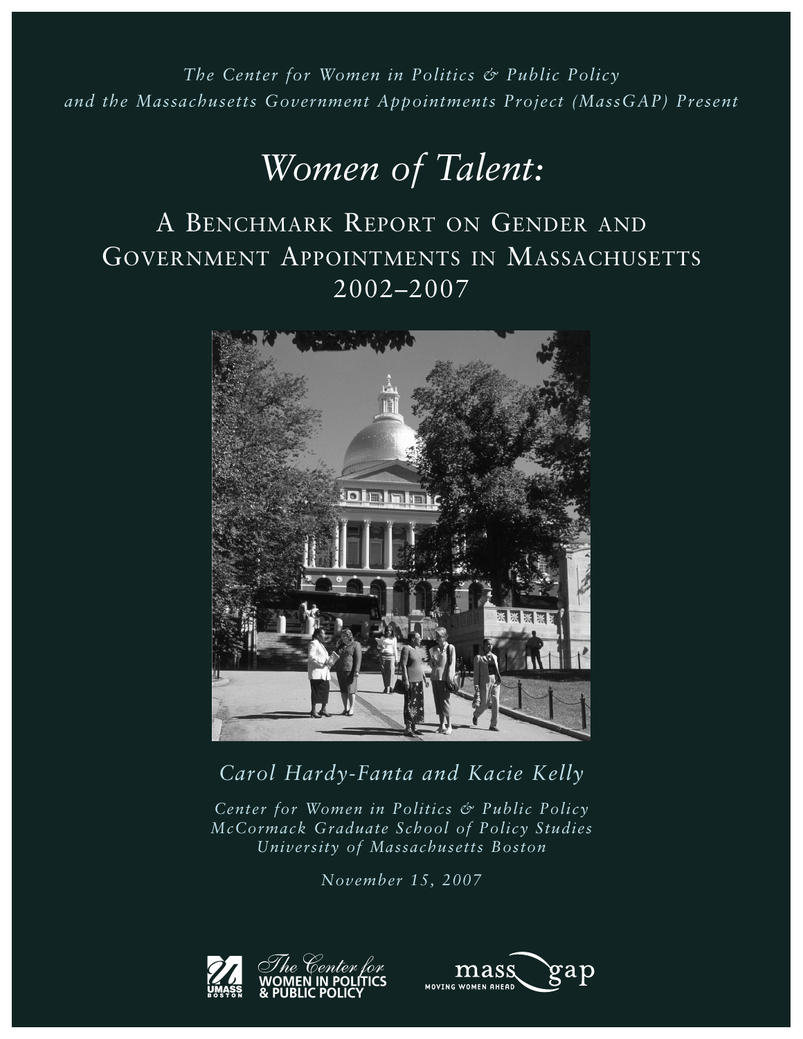*The Center for Women in Politics & Public Policy and the Massachusetts Government Appointments Project (MassGAP) Present*

# *Women of Talent:*

## A Benchmark Report on Gender and Government Appointments in Massachusetts 2002–2007

*Carol Hardy-Fanta and Kacie Kelly*

*Center for Women in Politics & Public Policy*
*McCormack Graduate School of Policy Studies*
*University of Massachusetts Boston*

*November 15, 2007*

UMASS BOSTON

The Center for WOMEN IN POLITICS & PUBLIC POLICY

mass gap MOVING WOMEN AHEAD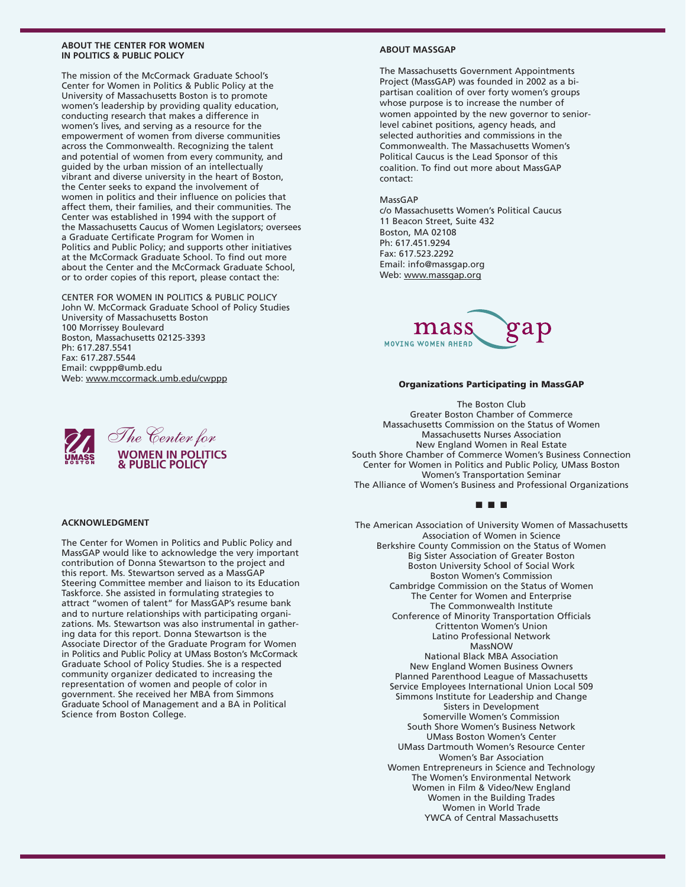## ABOUT THE CENTER FOR WOMEN IN POLITICS & PUBLIC POLICY

The mission of the McCormack Graduate School's Center for Women in Politics & Public Policy at the University of Massachusetts Boston is to promote women's leadership by providing quality education, conducting research that makes a difference in women's lives, and serving as a resource for the empowerment of women from diverse communities across the Commonwealth. Recognizing the talent and potential of women from every community, and guided by the urban mission of an intellectually vibrant and diverse university in the heart of Boston, the Center seeks to expand the involvement of women in politics and their influence on policies that affect them, their families, and their communities. The Center was established in 1994 with the support of the Massachusetts Caucus of Women Legislators; oversees a Graduate Certificate Program for Women in Politics and Public Policy; and supports other initiatives at the McCormack Graduate School. To find out more about the Center and the McCormack Graduate School, or to order copies of this report, please contact the:

CENTER FOR WOMEN IN POLITICS & PUBLIC POLICY
John W. McCormack Graduate School of Policy Studies
University of Massachusetts Boston
100 Morrissey Boulevard
Boston, Massachusetts 02125-3393
Ph: 617.287.5541
Fax: 617.287.5544
Email: cwppp@umb.edu
Web: www.mccormack.umb.edu/cwppp

UMASS BOSTON *The Center for* **WOMEN IN POLITICS & PUBLIC POLICY**

## ACKNOWLEDGMENT

The Center for Women in Politics and Public Policy and MassGAP would like to acknowledge the very important contribution of Donna Stewartson to the project and this report. Ms. Stewartson served as a MassGAP Steering Committee member and liaison to its Education Taskforce. She assisted in formulating strategies to attract "women of talent" for MassGAP's resume bank and to nurture relationships with participating organizations. Ms. Stewartson was also instrumental in gathering data for this report. Donna Stewartson is the Associate Director of the Graduate Program for Women in Politics and Public Policy at UMass Boston's McCormack Graduate School of Policy Studies. She is a respected community organizer dedicated to increasing the representation of women and people of color in government. She received her MBA from Simmons Graduate School of Management and a BA in Political Science from Boston College.

## ABOUT MASSGAP

The Massachusetts Government Appointments Project (MassGAP) was founded in 2002 as a bi-partisan coalition of over forty women's groups whose purpose is to increase the number of women appointed by the new governor to senior-level cabinet positions, agency heads, and selected authorities and commissions in the Commonwealth. The Massachusetts Women's Political Caucus is the Lead Sponsor of this coalition. To find out more about MassGAP contact:

MassGAP
c/o Massachusetts Women's Political Caucus
11 Beacon Street, Suite 432
Boston, MA 02108
Ph: 617.451.9294
Fax: 617.523.2292
Email: info@massgap.org
Web: www.massgap.org

mass gap
MOVING WOMEN AHEAD

### Organizations Participating in MassGAP

The Boston Club
Greater Boston Chamber of Commerce
Massachusetts Commission on the Status of Women
Massachusetts Nurses Association
New England Women in Real Estate
South Shore Chamber of Commerce Women's Business Connection
Center for Women in Politics and Public Policy, UMass Boston
Women's Transportation Seminar
The Alliance of Women's Business and Professional Organizations

■ ■ ■

The American Association of University Women of Massachusetts
Association of Women in Science
Berkshire County Commission on the Status of Women
Big Sister Association of Greater Boston
Boston University School of Social Work
Boston Women's Commission
Cambridge Commission on the Status of Women
The Center for Women and Enterprise
The Commonwealth Institute
Conference of Minority Transportation Officials
Crittenton Women's Union
Latino Professional Network
MassNOW
National Black MBA Association
New England Women Business Owners
Planned Parenthood League of Massachusetts
Service Employees International Union Local 509
Simmons Institute for Leadership and Change
Sisters in Development
Somerville Women's Commission
South Shore Women's Business Network
UMass Boston Women's Center
UMass Dartmouth Women's Resource Center
Women's Bar Association
Women Entrepreneurs in Science and Technology
The Women's Environmental Network
Women in Film & Video/New England
Women in the Building Trades
Women in World Trade
YWCA of Central Massachusetts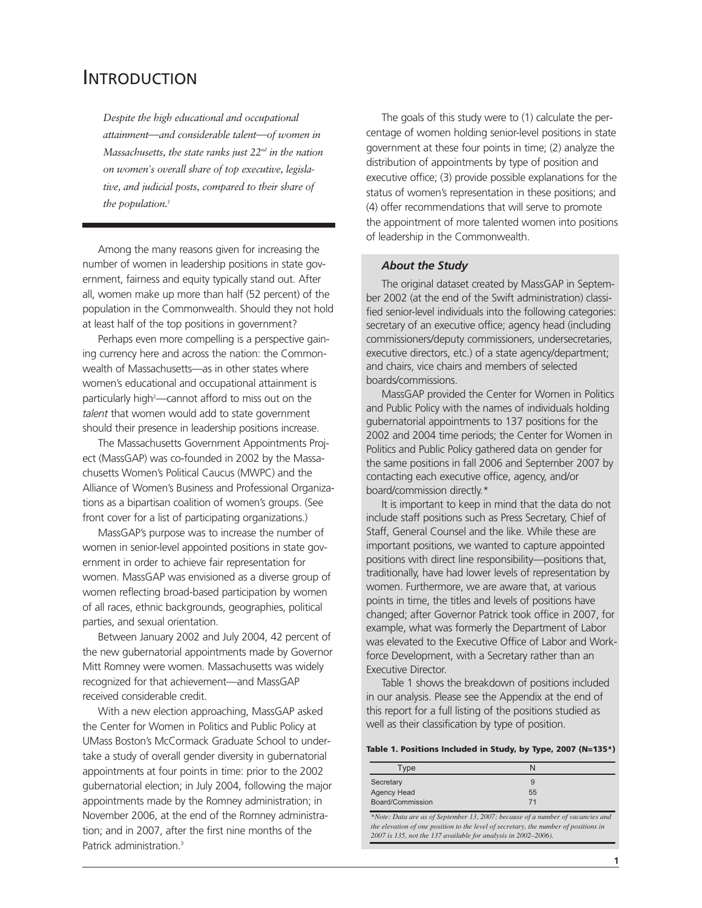# Introduction

*Despite the high educational and occupational attainment—and considerable talent—of women in Massachusetts, the state ranks just 22nd in the nation on women's overall share of top executive, legislative, and judicial posts, compared to their share of the population.*[1]

Among the many reasons given for increasing the number of women in leadership positions in state government, fairness and equity typically stand out. After all, women make up more than half (52 percent) of the population in the Commonwealth. Should they not hold at least half of the top positions in government?

Perhaps even more compelling is a perspective gaining currency here and across the nation: the Commonwealth of Massachusetts—as in other states where women's educational and occupational attainment is particularly high[2]—cannot afford to miss out on the *talent* that women would add to state government should their presence in leadership positions increase.

The Massachusetts Government Appointments Project (MassGAP) was co-founded in 2002 by the Massachusetts Women's Political Caucus (MWPC) and the Alliance of Women's Business and Professional Organizations as a bipartisan coalition of women's groups. (See front cover for a list of participating organizations.)

MassGAP's purpose was to increase the number of women in senior-level appointed positions in state government in order to achieve fair representation for women. MassGAP was envisioned as a diverse group of women reflecting broad-based participation by women of all races, ethnic backgrounds, geographies, political parties, and sexual orientation.

Between January 2002 and July 2004, 42 percent of the new gubernatorial appointments made by Governor Mitt Romney were women. Massachusetts was widely recognized for that achievement—and MassGAP received considerable credit.

With a new election approaching, MassGAP asked the Center for Women in Politics and Public Policy at UMass Boston's McCormack Graduate School to undertake a study of overall gender diversity in gubernatorial appointments at four points in time: prior to the 2002 gubernatorial election; in July 2004, following the major appointments made by the Romney administration; in November 2006, at the end of the Romney administration; and in 2007, after the first nine months of the Patrick administration.[3]

The goals of this study were to (1) calculate the percentage of women holding senior-level positions in state government at these four points in time; (2) analyze the distribution of appointments by type of position and executive office; (3) provide possible explanations for the status of women's representation in these positions; and (4) offer recommendations that will serve to promote the appointment of more talented women into positions of leadership in the Commonwealth.

### *About the Study*

The original dataset created by MassGAP in September 2002 (at the end of the Swift administration) classified senior-level individuals into the following categories: secretary of an executive office; agency head (including commissioners/deputy commissioners, undersecretaries, executive directors, etc.) of a state agency/department; and chairs, vice chairs and members of selected boards/commissions.

MassGAP provided the Center for Women in Politics and Public Policy with the names of individuals holding gubernatorial appointments to 137 positions for the 2002 and 2004 time periods; the Center for Women in Politics and Public Policy gathered data on gender for the same positions in fall 2006 and September 2007 by contacting each executive office, agency, and/or board/commission directly.*

It is important to keep in mind that the data do not include staff positions such as Press Secretary, Chief of Staff, General Counsel and the like. While these are important positions, we wanted to capture appointed positions with direct line responsibility—positions that, traditionally, have had lower levels of representation by women. Furthermore, we are aware that, at various points in time, the titles and levels of positions have changed; after Governor Patrick took office in 2007, for example, what was formerly the Department of Labor was elevated to the Executive Office of Labor and Workforce Development, with a Secretary rather than an Executive Director.

Table 1 shows the breakdown of positions included in our analysis. Please see the Appendix at the end of this report for a full listing of the positions studied as well as their classification by type of position.

**Table 1. Positions Included in Study, by Type, 2007 (N=135*)**

| Type | N |
|---|---|
| Secretary | 9 |
| Agency Head | 55 |
| Board/Commission | 71 |

*\*Note: Data are as of September 13, 2007; because of a number of vacancies and the elevation of one position to the level of secretary, the number of positions in 2007 is 135, not the 137 available for analysis in 2002–2006).*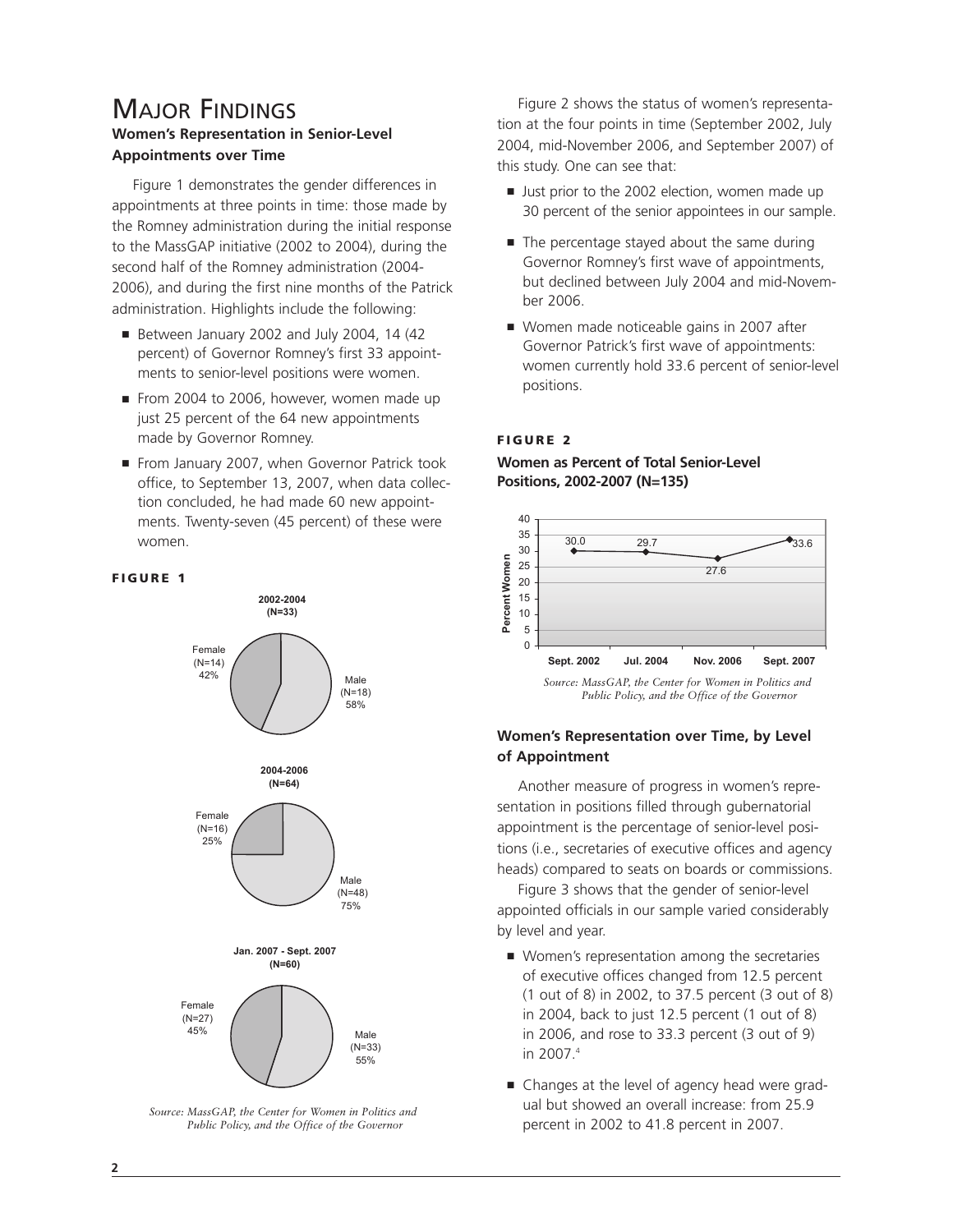# Major Findings

### Women's Representation in Senior-Level Appointments over Time

Figure 1 demonstrates the gender differences in appointments at three points in time: those made by the Romney administration during the initial response to the MassGAP initiative (2002 to 2004), during the second half of the Romney administration (2004-2006), and during the first nine months of the Patrick administration. Highlights include the following:

- Between January 2002 and July 2004, 14 (42 percent) of Governor Romney's first 33 appointments to senior-level positions were women.
- From 2004 to 2006, however, women made up just 25 percent of the 64 new appointments made by Governor Romney.
- From January 2007, when Governor Patrick took office, to September 13, 2007, when data collection concluded, he had made 60 new appointments. Twenty-seven (45 percent) of these were women.

**FIGURE 1**

2002-2004 (N=33)

Female (N=14) 42%

Male (N=18) 58%

2004-2006 (N=64)

Female (N=16) 25%

Male (N=48) 75%

Jan. 2007 - Sept. 2007 (N=60)

Female (N=27) 45%

Male (N=33) 55%

*Source: MassGAP, the Center for Women in Politics and Public Policy, and the Office of the Governor*

Figure 2 shows the status of women's representation at the four points in time (September 2002, July 2004, mid-November 2006, and September 2007) of this study. One can see that:

- Just prior to the 2002 election, women made up 30 percent of the senior appointees in our sample.
- The percentage stayed about the same during Governor Romney's first wave of appointments, but declined between July 2004 and mid-November 2006.
- Women made noticeable gains in 2007 after Governor Patrick's first wave of appointments: women currently hold 33.6 percent of senior-level positions.

**FIGURE 2**

**Women as Percent of Total Senior-Level Positions, 2002-2007 (N=135)**

| | Sept. 2002 | Jul. 2004 | Nov. 2006 | Sept. 2007 |
|---|---|---|---|---|
| Percent Women | 30.0 | 29.7 | 27.6 | 33.6 |

*Source: MassGAP, the Center for Women in Politics and Public Policy, and the Office of the Governor*

### Women's Representation over Time, by Level of Appointment

Another measure of progress in women's representation in positions filled through gubernatorial appointment is the percentage of senior-level positions (i.e., secretaries of executive offices and agency heads) compared to seats on boards or commissions.

Figure 3 shows that the gender of senior-level appointed officials in our sample varied considerably by level and year.

- Women's representation among the secretaries of executive offices changed from 12.5 percent (1 out of 8) in 2002, to 37.5 percent (3 out of 8) in 2004, back to just 12.5 percent (1 out of 8) in 2006, and rose to 33.3 percent (3 out of 9) in 2007.[4]
- Changes at the level of agency head were gradual but showed an overall increase: from 25.9 percent in 2002 to 41.8 percent in 2007.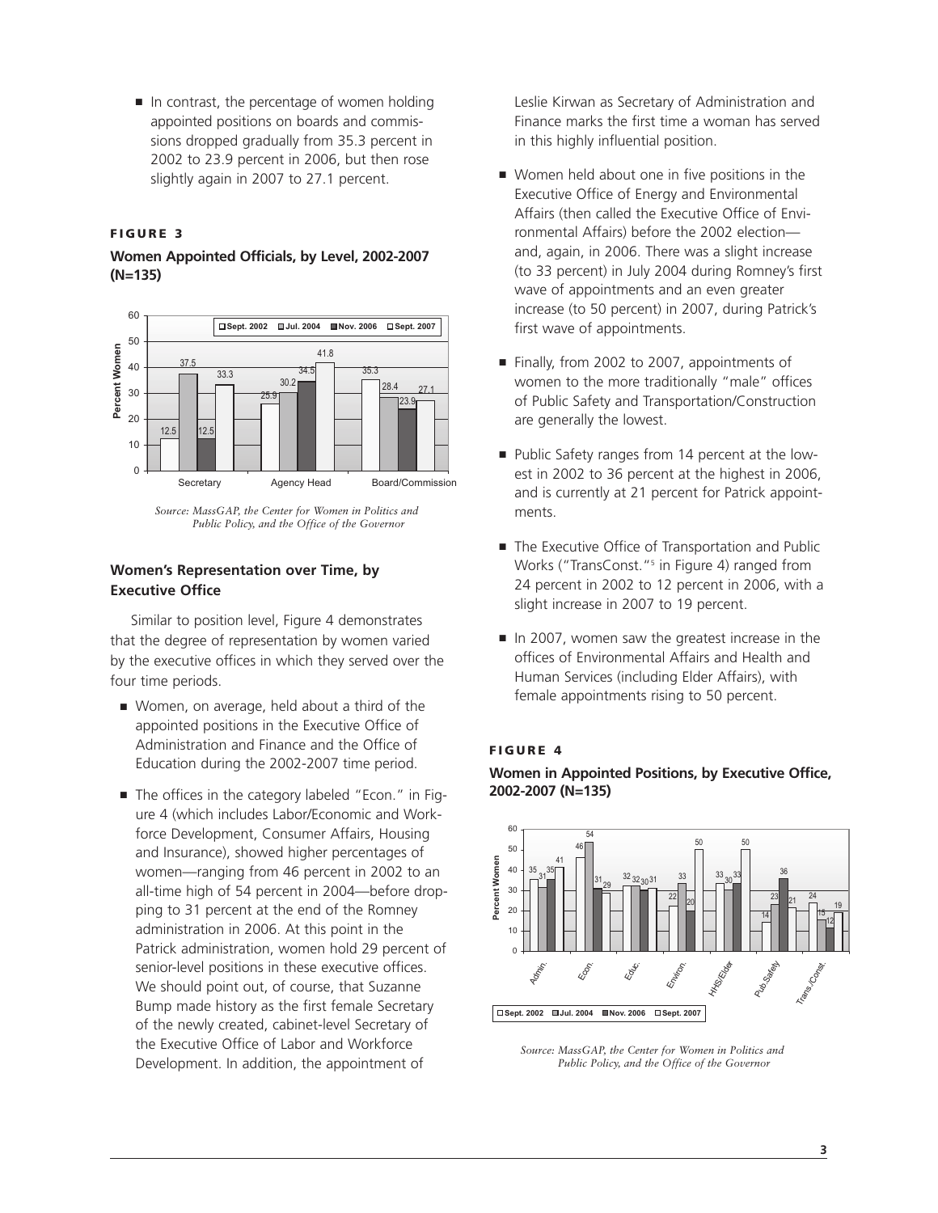- In contrast, the percentage of women holding appointed positions on boards and commissions dropped gradually from 35.3 percent in 2002 to 23.9 percent in 2006, but then rose slightly again in 2007 to 27.1 percent.

**FIGURE 3**

**Women Appointed Officials, by Level, 2002-2007 (N=135)**

| | Sept. 2002 | Jul. 2004 | Nov. 2006 | Sept. 2007 |
|---|---|---|---|---|
| Secretary | 12.5 | 37.5 | 12.5 | 33.3 |
| Agency Head | 25.9 | 30.2 | 34.5 | 41.8 |
| Board/Commission | 35.3 | 28.4 | 23.9 | 27.1 |

*Source: MassGAP, the Center for Women in Politics and Public Policy, and the Office of the Governor*

### Women's Representation over Time, by Executive Office

Similar to position level, Figure 4 demonstrates that the degree of representation by women varied by the executive offices in which they served over the four time periods.

- Women, on average, held about a third of the appointed positions in the Executive Office of Administration and Finance and the Office of Education during the 2002-2007 time period.
- The offices in the category labeled "Econ." in Figure 4 (which includes Labor/Economic and Workforce Development, Consumer Affairs, Housing and Insurance), showed higher percentages of women—ranging from 46 percent in 2002 to an all-time high of 54 percent in 2004—before dropping to 31 percent at the end of the Romney administration in 2006. At this point in the Patrick administration, women hold 29 percent of senior-level positions in these executive offices. We should point out, of course, that Suzanne Bump made history as the first female Secretary of the newly created, cabinet-level Secretary of the Executive Office of Labor and Workforce Development. In addition, the appointment of Leslie Kirwan as Secretary of Administration and Finance marks the first time a woman has served in this highly influential position.
- Women held about one in five positions in the Executive Office of Energy and Environmental Affairs (then called the Executive Office of Environmental Affairs) before the 2002 election—and, again, in 2006. There was a slight increase (to 33 percent) in July 2004 during Romney's first wave of appointments and an even greater increase (to 50 percent) in 2007, during Patrick's first wave of appointments.
- Finally, from 2002 to 2007, appointments of women to the more traditionally "male" offices of Public Safety and Transportation/Construction are generally the lowest.
- Public Safety ranges from 14 percent at the lowest in 2002 to 36 percent at the highest in 2006, and is currently at 21 percent for Patrick appointments.
- The Executive Office of Transportation and Public Works ("TransConst."[5] in Figure 4) ranged from 24 percent in 2002 to 12 percent in 2006, with a slight increase in 2007 to 19 percent.
- In 2007, women saw the greatest increase in the offices of Environmental Affairs and Health and Human Services (including Elder Affairs), with female appointments rising to 50 percent.

**FIGURE 4**

**Women in Appointed Positions, by Executive Office, 2002-2007 (N=135)**

| | Sept. 2002 | Jul. 2004 | Nov. 2006 | Sept. 2007 |
|---|---|---|---|---|
| Admin. | 35 | 31 | 35 | 41 |
| Econ. | 46 | 54 | 31 | 29 |
| Educ. | 32 | 32 | 30 | 31 |
| Environ. | 22 | 33 | 20 | 50 |
| HHS/Elder | 33 | 30 | 33 | 50 |
| Pub.Safety | 14 | 23 | 36 | 21 |
| Trans./Const. | 24 | 15 | 12 | 19 |

*Source: MassGAP, the Center for Women in Politics and Public Policy, and the Office of the Governor*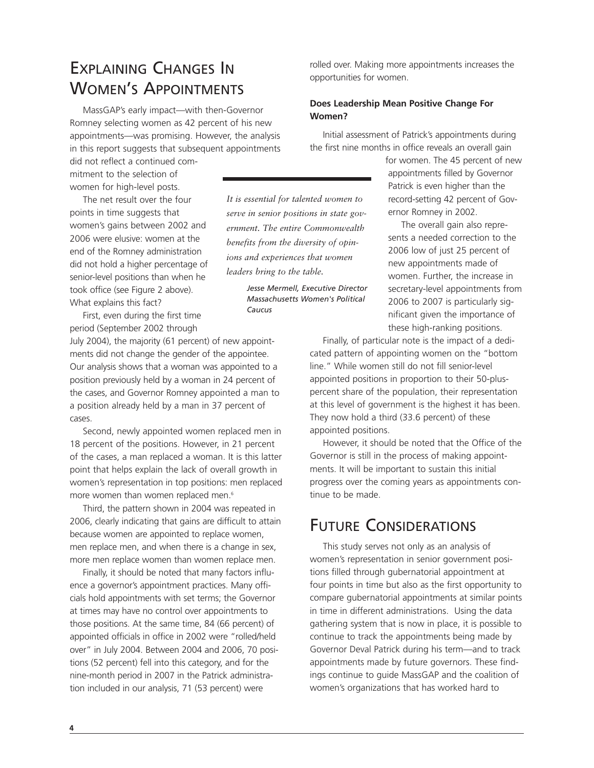## Explaining Changes In Women's Appointments

MassGAP's early impact—with then-Governor Romney selecting women as 42 percent of his new appointments—was promising. However, the analysis in this report suggests that subsequent appointments did not reflect a continued commitment to the selection of women for high-level posts.

The net result over the four points in time suggests that women's gains between 2002 and 2006 were elusive: women at the end of the Romney administration did not hold a higher percentage of senior-level positions than when he took office (see Figure 2 above). What explains this fact?

First, even during the first time period (September 2002 through July 2004), the majority (61 percent) of new appointments did not change the gender of the appointee. Our analysis shows that a woman was appointed to a position previously held by a woman in 24 percent of the cases, and Governor Romney appointed a man to a position already held by a man in 37 percent of cases.

Second, newly appointed women replaced men in 18 percent of the positions. However, in 21 percent of the cases, a man replaced a woman. It is this latter point that helps explain the lack of overall growth in women's representation in top positions: men replaced more women than women replaced men.[6]

Third, the pattern shown in 2004 was repeated in 2006, clearly indicating that gains are difficult to attain because women are appointed to replace women, men replace men, and when there is a change in sex, more men replace women than women replace men.

Finally, it should be noted that many factors influence a governor's appointment practices. Many officials hold appointments with set terms; the Governor at times may have no control over appointments to those positions. At the same time, 84 (66 percent) of appointed officials in office in 2002 were "rolled/held over" in July 2004. Between 2004 and 2006, 70 positions (52 percent) fell into this category, and for the nine-month period in 2007 in the Patrick administration included in our analysis, 71 (53 percent) were rolled over. Making more appointments increases the opportunities for women.

> *It is essential for talented women to serve in senior positions in state government. The entire Commonwealth benefits from the diversity of opinions and experiences that women leaders bring to the table.*
>
> ***Jesse Mermell, Executive Director Massachusetts Women's Political Caucus***

### Does Leadership Mean Positive Change For Women?

Initial assessment of Patrick's appointments during the first nine months in office reveals an overall gain for women. The 45 percent of new appointments filled by Governor Patrick is even higher than the record-setting 42 percent of Governor Romney in 2002.

The overall gain also represents a needed correction to the 2006 low of just 25 percent of new appointments made of women. Further, the increase in secretary-level appointments from 2006 to 2007 is particularly significant given the importance of these high-ranking positions.

Finally, of particular note is the impact of a dedicated pattern of appointing women on the "bottom line." While women still do not fill senior-level appointed positions in proportion to their 50-plus-percent share of the population, their representation at this level of government is the highest it has been. They now hold a third (33.6 percent) of these appointed positions.

However, it should be noted that the Office of the Governor is still in the process of making appointments. It will be important to sustain this initial progress over the coming years as appointments continue to be made.

## Future Considerations

This study serves not only as an analysis of women's representation in senior government positions filled through gubernatorial appointment at four points in time but also as the first opportunity to compare gubernatorial appointments at similar points in time in different administrations. Using the data gathering system that is now in place, it is possible to continue to track the appointments being made by Governor Deval Patrick during his term—and to track appointments made by future governors. These findings continue to guide MassGAP and the coalition of women's organizations that has worked hard to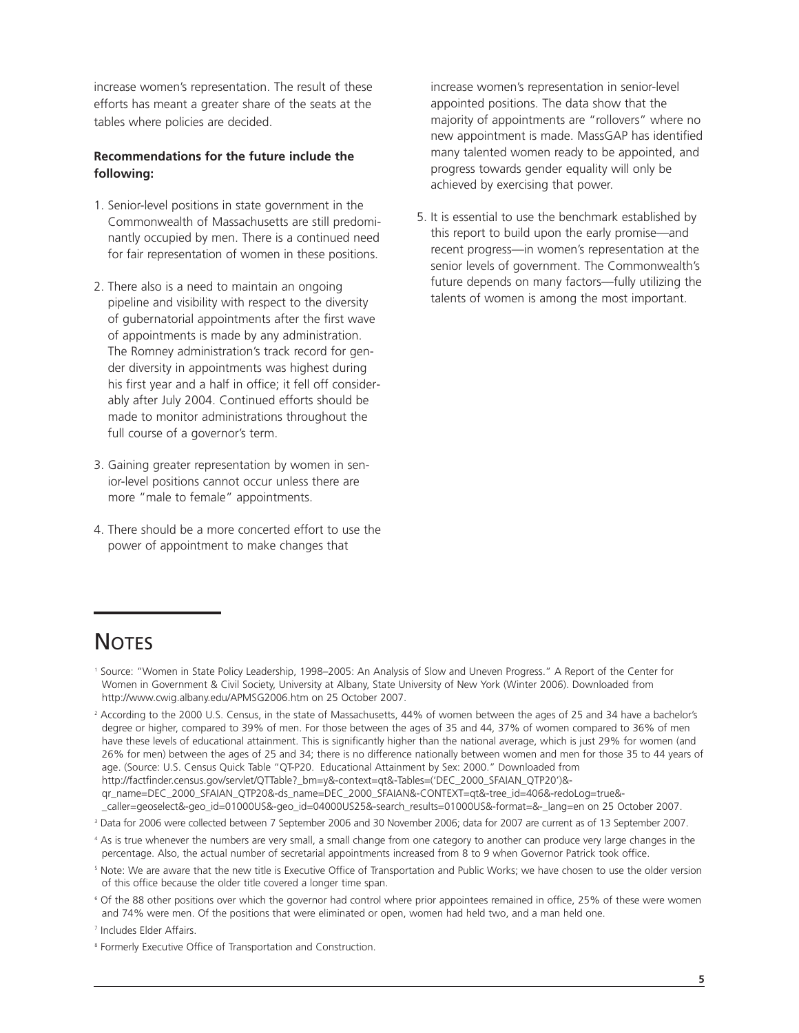increase women's representation. The result of these efforts has meant a greater share of the seats at the tables where policies are decided.

**Recommendations for the future include the following:**

1. Senior-level positions in state government in the Commonwealth of Massachusetts are still predominantly occupied by men. There is a continued need for fair representation of women in these positions.

2. There also is a need to maintain an ongoing pipeline and visibility with respect to the diversity of gubernatorial appointments after the first wave of appointments is made by any administration. The Romney administration's track record for gender diversity in appointments was highest during his first year and a half in office; it fell off considerably after July 2004. Continued efforts should be made to monitor administrations throughout the full course of a governor's term.

3. Gaining greater representation by women in senior-level positions cannot occur unless there are more "male to female" appointments.

4. There should be a more concerted effort to use the power of appointment to make changes that increase women's representation in senior-level appointed positions. The data show that the majority of appointments are "rollovers" where no new appointment is made. MassGAP has identified many talented women ready to be appointed, and progress towards gender equality will only be achieved by exercising that power.

5. It is essential to use the benchmark established by this report to build upon the early promise—and recent progress—in women's representation at the senior levels of government. The Commonwealth's future depends on many factors—fully utilizing the talents of women is among the most important.

## Notes

[1] Source: "Women in State Policy Leadership, 1998–2005: An Analysis of Slow and Uneven Progress." A Report of the Center for Women in Government & Civil Society, University at Albany, State University of New York (Winter 2006). Downloaded from http://www.cwig.albany.edu/APMSG2006.htm on 25 October 2007.

[2] According to the 2000 U.S. Census, in the state of Massachusetts, 44% of women between the ages of 25 and 34 have a bachelor's degree or higher, compared to 39% of men. For those between the ages of 35 and 44, 37% of women compared to 36% of men have these levels of educational attainment. This is significantly higher than the national average, which is just 29% for women (and 26% for men) between the ages of 25 and 34; there is no difference nationally between women and men for those 35 to 44 years of age. (Source: U.S. Census Quick Table "QT-P20. Educational Attainment by Sex: 2000." Downloaded from http://factfinder.census.gov/servlet/QTTable?_bm=y&-context=qt&-Tables=('DEC_2000_SFAIAN_QTP20')&-qr_name=DEC_2000_SFAIAN_QTP20&-ds_name=DEC_2000_SFAIAN&-CONTEXT=qt&-tree_id=406&-redoLog=true&-_caller=geoselect&-geo_id=01000US&-geo_id=04000US25&-search_results=01000US&-format=&-_lang=en on 25 October 2007.

[3] Data for 2006 were collected between 7 September 2006 and 30 November 2006; data for 2007 are current as of 13 September 2007.

[4] As is true whenever the numbers are very small, a small change from one category to another can produce very large changes in the percentage. Also, the actual number of secretarial appointments increased from 8 to 9 when Governor Patrick took office.

[5] Note: We are aware that the new title is Executive Office of Transportation and Public Works; we have chosen to use the older version of this office because the older title covered a longer time span.

[6] Of the 88 other positions over which the governor had control where prior appointees remained in office, 25% of these were women and 74% were men. Of the positions that were eliminated or open, women had held two, and a man held one.

[7] Includes Elder Affairs.

[8] Formerly Executive Office of Transportation and Construction.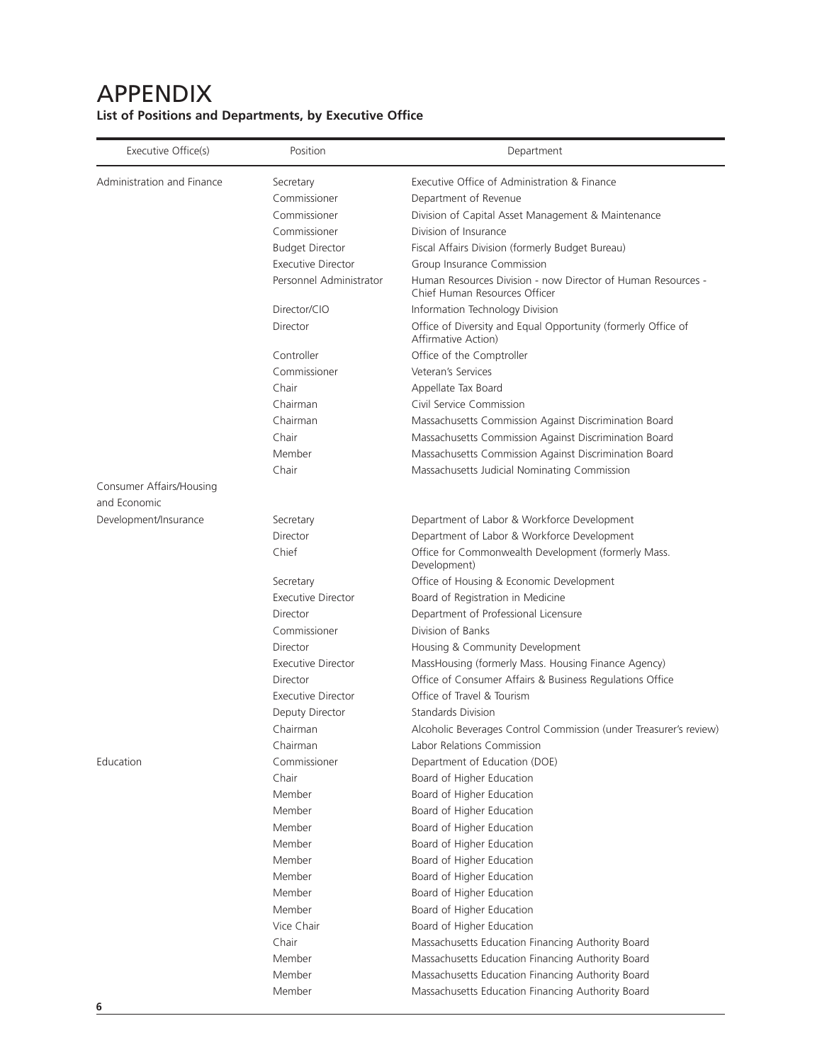# APPENDIX

**List of Positions and Departments, by Executive Office**

| Executive Office(s) | Position | Department |
|---|---|---|
| Administration and Finance | Secretary | Executive Office of Administration & Finance |
| | Commissioner | Department of Revenue |
| | Commissioner | Division of Capital Asset Management & Maintenance |
| | Commissioner | Division of Insurance |
| | Budget Director | Fiscal Affairs Division (formerly Budget Bureau) |
| | Executive Director | Group Insurance Commission |
| | Personnel Administrator | Human Resources Division - now Director of Human Resources - Chief Human Resources Officer |
| | Director/CIO | Information Technology Division |
| | Director | Office of Diversity and Equal Opportunity (formerly Office of Affirmative Action) |
| | Controller | Office of the Comptroller |
| | Commissioner | Veteran's Services |
| | Chair | Appellate Tax Board |
| | Chairman | Civil Service Commission |
| | Chairman | Massachusetts Commission Against Discrimination Board |
| | Chair | Massachusetts Commission Against Discrimination Board |
| | Member | Massachusetts Commission Against Discrimination Board |
| | Chair | Massachusetts Judicial Nominating Commission |
| Consumer Affairs/Housing and Economic Development/Insurance | Secretary | Department of Labor & Workforce Development |
| | Director | Department of Labor & Workforce Development |
| | Chief | Office for Commonwealth Development (formerly Mass. Development) |
| | Secretary | Office of Housing & Economic Development |
| | Executive Director | Board of Registration in Medicine |
| | Director | Department of Professional Licensure |
| | Commissioner | Division of Banks |
| | Director | Housing & Community Development |
| | Executive Director | MassHousing (formerly Mass. Housing Finance Agency) |
| | Director | Office of Consumer Affairs & Business Regulations Office |
| | Executive Director | Office of Travel & Tourism |
| | Deputy Director | Standards Division |
| | Chairman | Alcoholic Beverages Control Commission (under Treasurer's review) |
| | Chairman | Labor Relations Commission |
| Education | Commissioner | Department of Education (DOE) |
| | Chair | Board of Higher Education |
| | Member | Board of Higher Education |
| | Member | Board of Higher Education |
| | Member | Board of Higher Education |
| | Member | Board of Higher Education |
| | Member | Board of Higher Education |
| | Member | Board of Higher Education |
| | Member | Board of Higher Education |
| | Member | Board of Higher Education |
| | Vice Chair | Board of Higher Education |
| | Chair | Massachusetts Education Financing Authority Board |
| | Member | Massachusetts Education Financing Authority Board |
| | Member | Massachusetts Education Financing Authority Board |
| | Member | Massachusetts Education Financing Authority Board |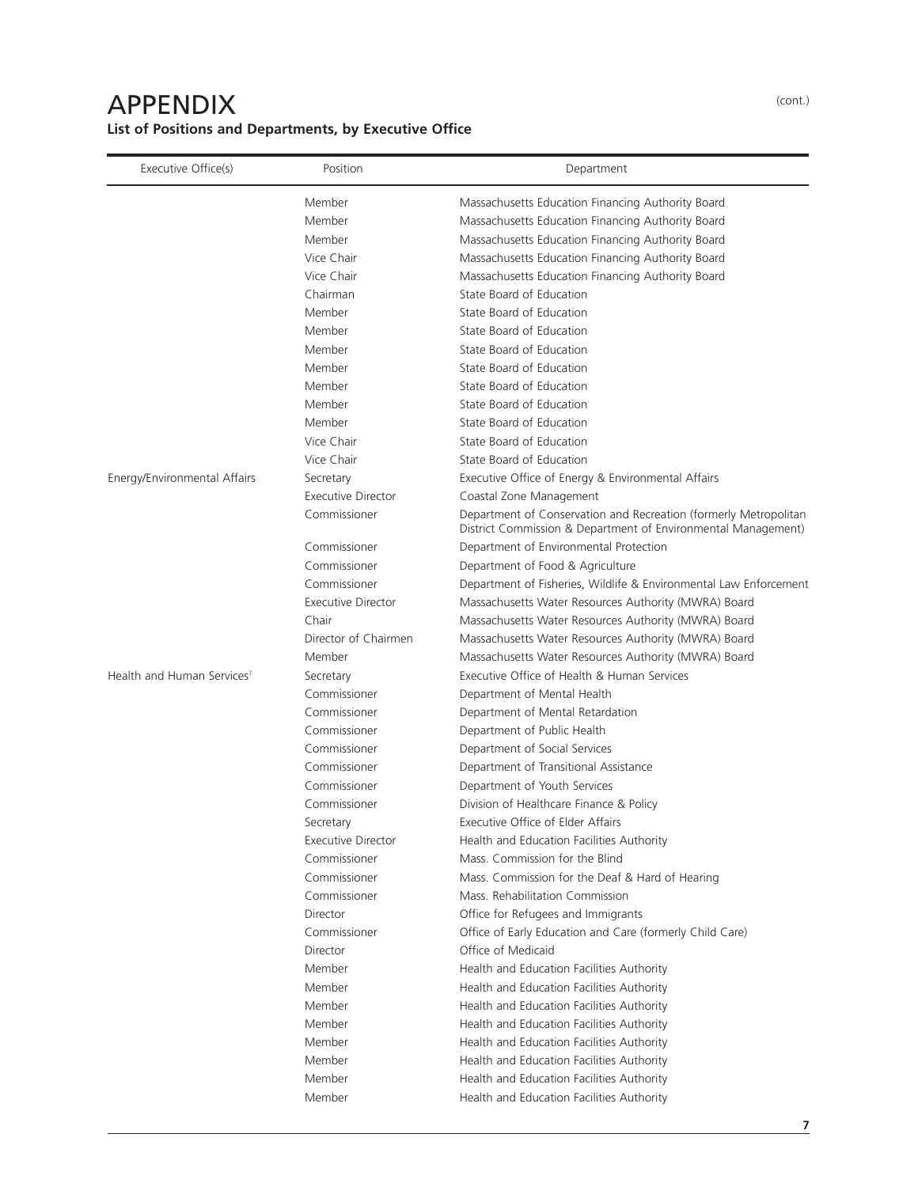# APPENDIX

(cont.)

**List of Positions and Departments, by Executive Office**

| Executive Office(s) | Position | Department |
|---|---|---|
| | Member | Massachusetts Education Financing Authority Board |
| | Member | Massachusetts Education Financing Authority Board |
| | Member | Massachusetts Education Financing Authority Board |
| | Vice Chair | Massachusetts Education Financing Authority Board |
| | Vice Chair | Massachusetts Education Financing Authority Board |
| | Chairman | State Board of Education |
| | Member | State Board of Education |
| | Member | State Board of Education |
| | Member | State Board of Education |
| | Member | State Board of Education |
| | Member | State Board of Education |
| | Member | State Board of Education |
| | Member | State Board of Education |
| | Vice Chair | State Board of Education |
| | Vice Chair | State Board of Education |
| Energy/Environmental Affairs | Secretary | Executive Office of Energy & Environmental Affairs |
| | Executive Director | Coastal Zone Management |
| | Commissioner | Department of Conservation and Recreation (formerly Metropolitan District Commission & Department of Environmental Management) |
| | Commissioner | Department of Environmental Protection |
| | Commissioner | Department of Food & Agriculture |
| | Commissioner | Department of Fisheries, Wildlife & Environmental Law Enforcement |
| | Executive Director | Massachusetts Water Resources Authority (MWRA) Board |
| | Chair | Massachusetts Water Resources Authority (MWRA) Board |
| | Director of Chairmen | Massachusetts Water Resources Authority (MWRA) Board |
| | Member | Massachusetts Water Resources Authority (MWRA) Board |
| Health and Human Services[7] | Secretary | Executive Office of Health & Human Services |
| | Commissioner | Department of Mental Health |
| | Commissioner | Department of Mental Retardation |
| | Commissioner | Department of Public Health |
| | Commissioner | Department of Social Services |
| | Commissioner | Department of Transitional Assistance |
| | Commissioner | Department of Youth Services |
| | Commissioner | Division of Healthcare Finance & Policy |
| | Secretary | Executive Office of Elder Affairs |
| | Executive Director | Health and Education Facilities Authority |
| | Commissioner | Mass. Commission for the Blind |
| | Commissioner | Mass. Commission for the Deaf & Hard of Hearing |
| | Commissioner | Mass. Rehabilitation Commission |
| | Director | Office for Refugees and Immigrants |
| | Commissioner | Office of Early Education and Care (formerly Child Care) |
| | Director | Office of Medicaid |
| | Member | Health and Education Facilities Authority |
| | Member | Health and Education Facilities Authority |
| | Member | Health and Education Facilities Authority |
| | Member | Health and Education Facilities Authority |
| | Member | Health and Education Facilities Authority |
| | Member | Health and Education Facilities Authority |
| | Member | Health and Education Facilities Authority |
| | Member | Health and Education Facilities Authority |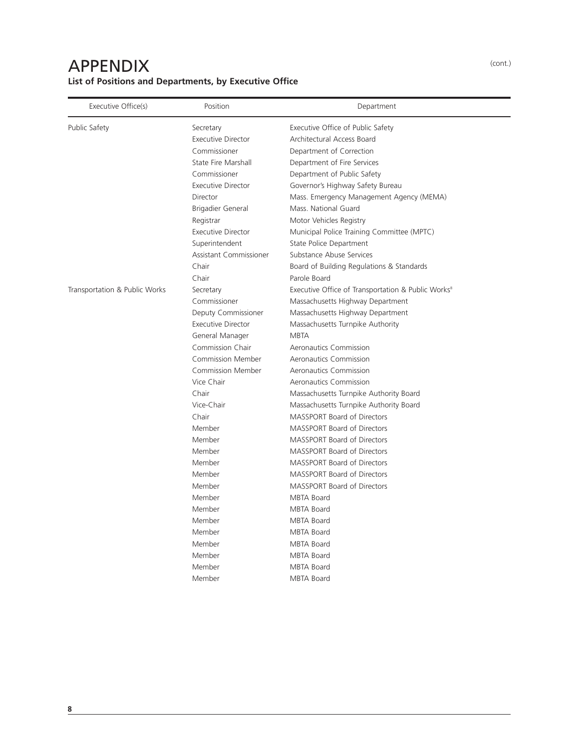# APPENDIX

(cont.)

**List of Positions and Departments, by Executive Office**

| Executive Office(s) | Position | Department |
| --- | --- | --- |
| Public Safety | Secretary | Executive Office of Public Safety |
| | Executive Director | Architectural Access Board |
| | Commissioner | Department of Correction |
| | State Fire Marshall | Department of Fire Services |
| | Commissioner | Department of Public Safety |
| | Executive Director | Governor's Highway Safety Bureau |
| | Director | Mass. Emergency Management Agency (MEMA) |
| | Brigadier General | Mass. National Guard |
| | Registrar | Motor Vehicles Registry |
| | Executive Director | Municipal Police Training Committee (MPTC) |
| | Superintendent | State Police Department |
| | Assistant Commissioner | Substance Abuse Services |
| | Chair | Board of Building Regulations & Standards |
| | Chair | Parole Board |
| Transportation & Public Works | Secretary | Executive Office of Transportation & Public Works[8] |
| | Commissioner | Massachusetts Highway Department |
| | Deputy Commissioner | Massachusetts Highway Department |
| | Executive Director | Massachusetts Turnpike Authority |
| | General Manager | MBTA |
| | Commission Chair | Aeronautics Commission |
| | Commission Member | Aeronautics Commission |
| | Commission Member | Aeronautics Commission |
| | Vice Chair | Aeronautics Commission |
| | Chair | Massachusetts Turnpike Authority Board |
| | Vice-Chair | Massachusetts Turnpike Authority Board |
| | Chair | MASSPORT Board of Directors |
| | Member | MASSPORT Board of Directors |
| | Member | MASSPORT Board of Directors |
| | Member | MASSPORT Board of Directors |
| | Member | MASSPORT Board of Directors |
| | Member | MASSPORT Board of Directors |
| | Member | MASSPORT Board of Directors |
| | Member | MBTA Board |
| | Member | MBTA Board |
| | Member | MBTA Board |
| | Member | MBTA Board |
| | Member | MBTA Board |
| | Member | MBTA Board |
| | Member | MBTA Board |
| | Member | MBTA Board |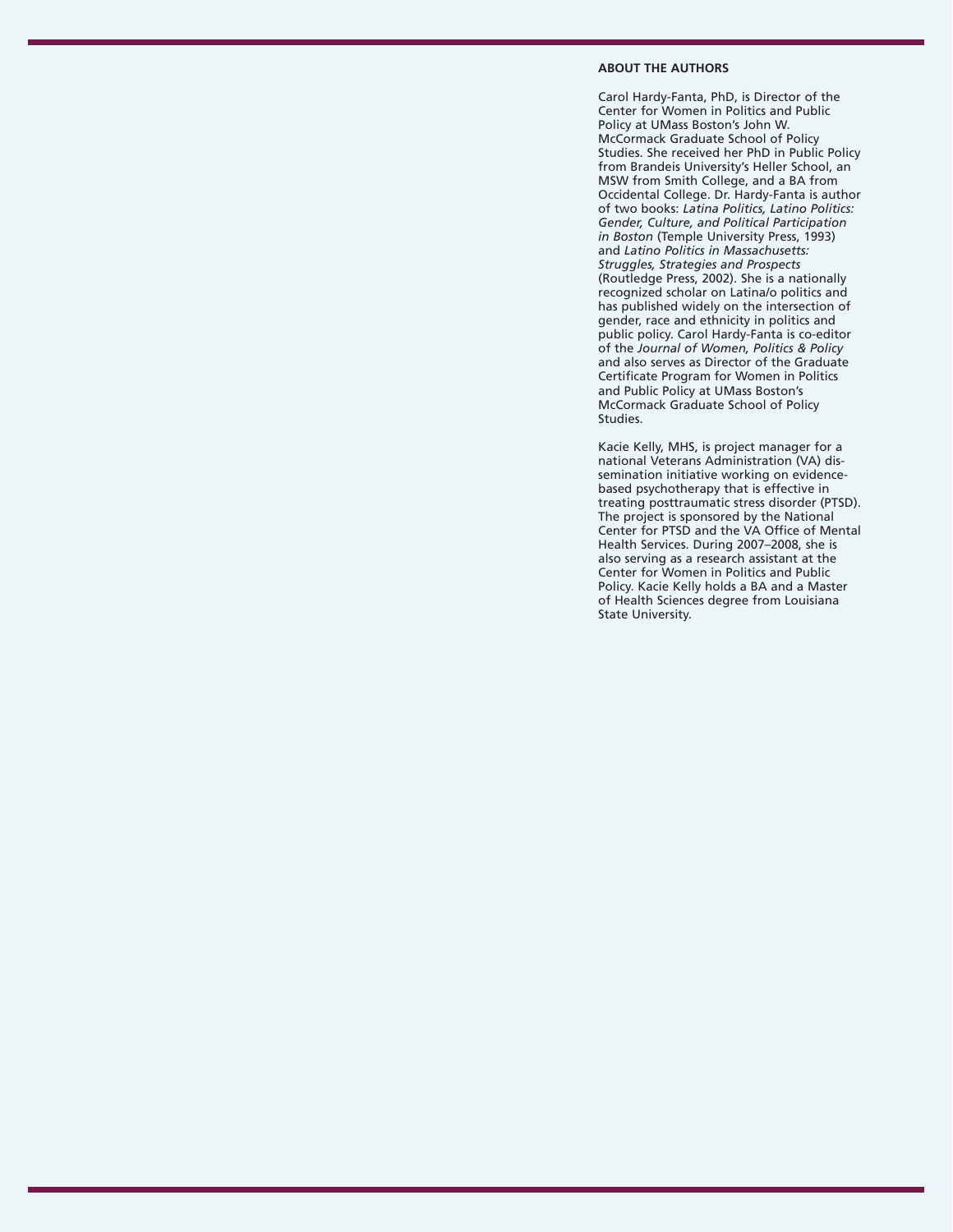**ABOUT THE AUTHORS**

Carol Hardy-Fanta, PhD, is Director of the Center for Women in Politics and Public Policy at UMass Boston's John W. McCormack Graduate School of Policy Studies. She received her PhD in Public Policy from Brandeis University's Heller School, an MSW from Smith College, and a BA from Occidental College. Dr. Hardy-Fanta is author of two books: *Latina Politics, Latino Politics: Gender, Culture, and Political Participation in Boston* (Temple University Press, 1993) and *Latino Politics in Massachusetts: Struggles, Strategies and Prospects* (Routledge Press, 2002). She is a nationally recognized scholar on Latina/o politics and has published widely on the intersection of gender, race and ethnicity in politics and public policy. Carol Hardy-Fanta is co-editor of the *Journal of Women, Politics & Policy* and also serves as Director of the Graduate Certificate Program for Women in Politics and Public Policy at UMass Boston's McCormack Graduate School of Policy Studies.

Kacie Kelly, MHS, is project manager for a national Veterans Administration (VA) dissemination initiative working on evidence-based psychotherapy that is effective in treating posttraumatic stress disorder (PTSD). The project is sponsored by the National Center for PTSD and the VA Office of Mental Health Services. During 2007–2008, she is also serving as a research assistant at the Center for Women in Politics and Public Policy. Kacie Kelly holds a BA and a Master of Health Sciences degree from Louisiana State University.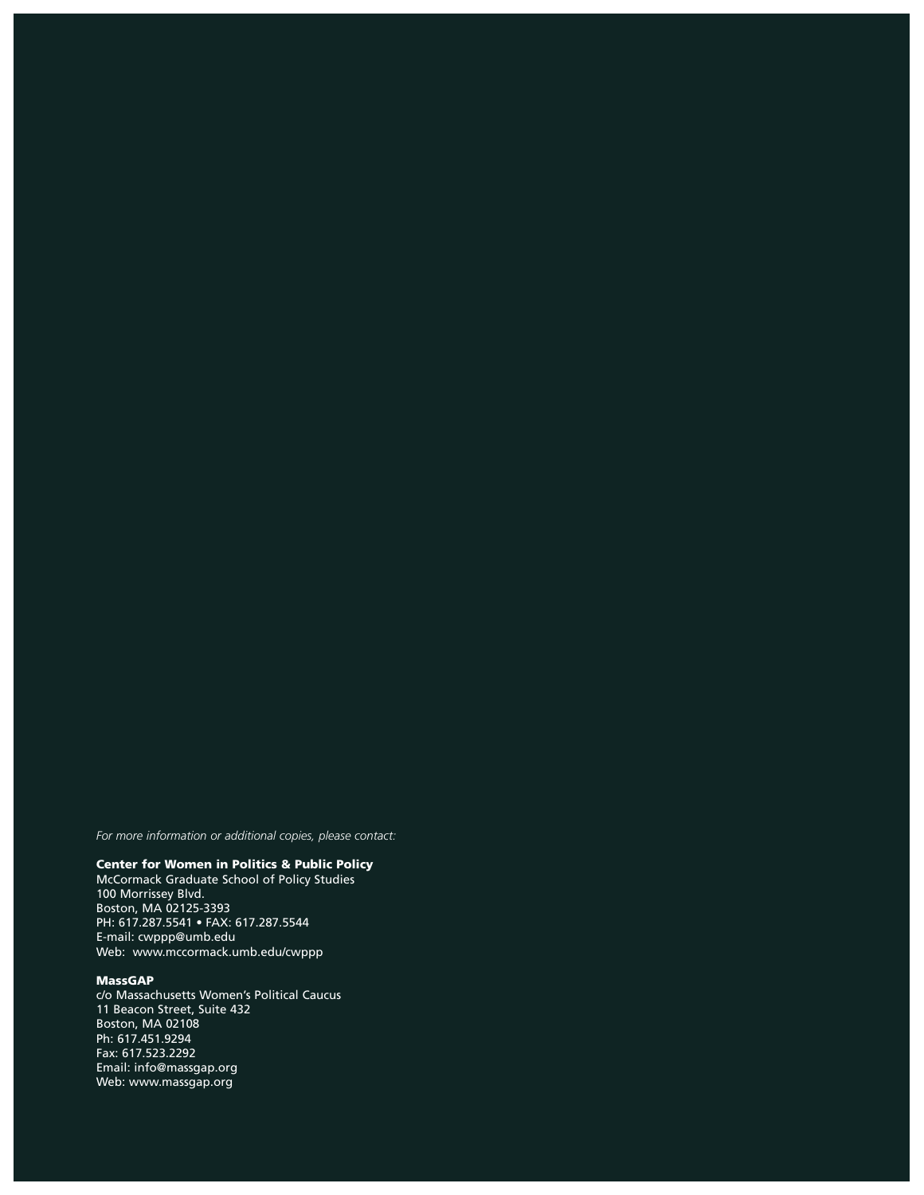*For more information or additional copies, please contact:*

**Center for Women in Politics & Public Policy**
McCormack Graduate School of Policy Studies
100 Morrissey Blvd.
Boston, MA 02125-3393
PH: 617.287.5541 • FAX: 617.287.5544
E-mail: cwppp@umb.edu
Web: www.mccormack.umb.edu/cwppp

**MassGAP**
c/o Massachusetts Women's Political Caucus
11 Beacon Street, Suite 432
Boston, MA 02108
Ph: 617.451.9294
Fax: 617.523.2292
Email: info@massgap.org
Web: www.massgap.org